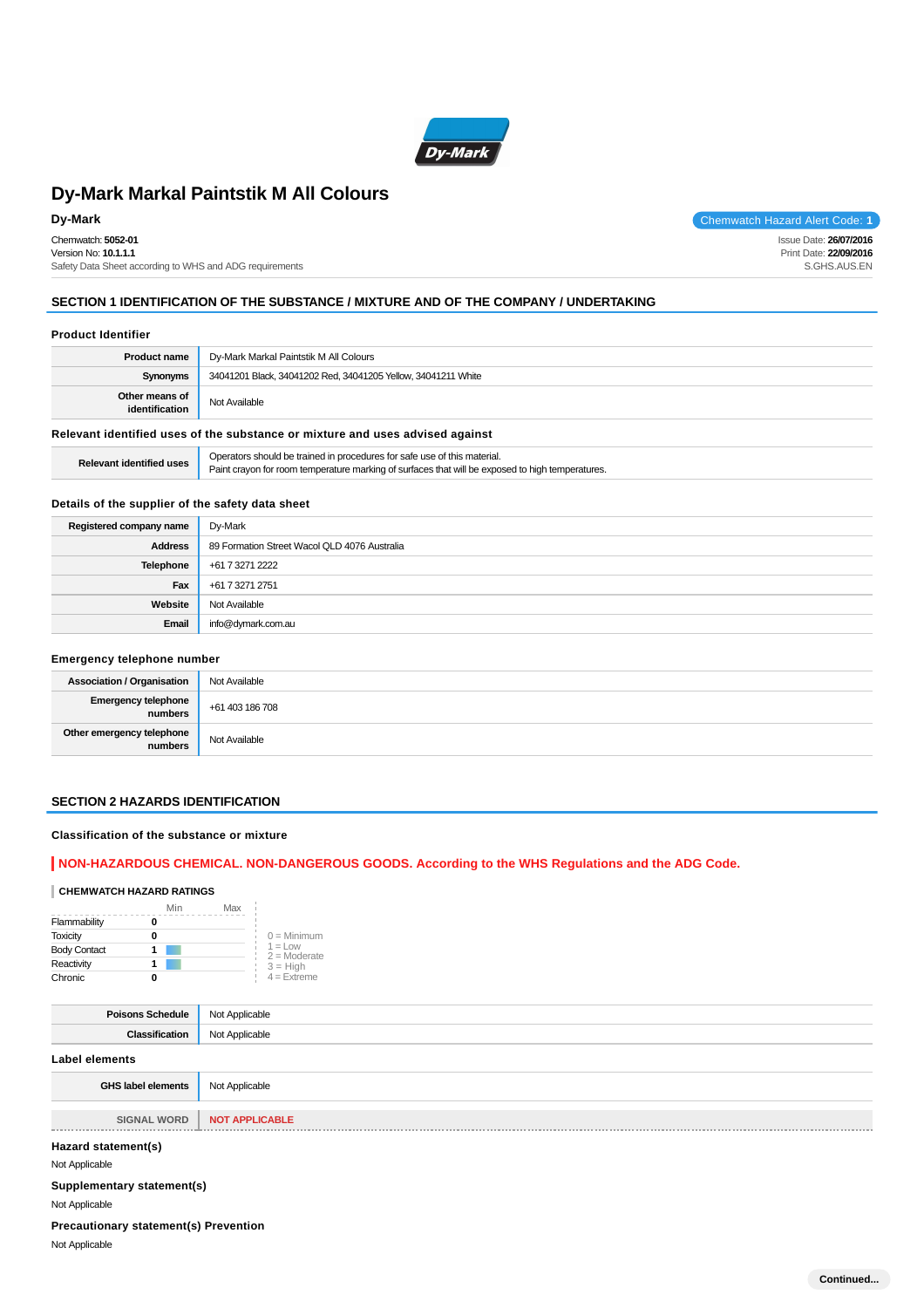# Dy-Mark Markal Paintstik M All Colours

**Dy-Mark**

Chemwatch Hazard Alert Code: **1**

Chemwatch: **5052-01**
Version No: **10.1.1.1**
Safety Data Sheet according to WHS and ADG requirements

Issue Date: **26/07/2016**
Print Date: **22/09/2016**
S.GHS.AUS.EN

## SECTION 1 IDENTIFICATION OF THE SUBSTANCE / MIXTURE AND OF THE COMPANY / UNDERTAKING

### Product Identifier

| | |
|---|---|
| **Product name** | Dy-Mark Markal Paintstik M All Colours |
| **Synonyms** | 34041201 Black, 34041202 Red, 34041205 Yellow, 34041211 White |
| **Other means of identification** | Not Available |

### Relevant identified uses of the substance or mixture and uses advised against

| | |
|---|---|
| **Relevant identified uses** | Operators should be trained in procedures for safe use of this material.<br>Paint crayon for room temperature marking of surfaces that will be exposed to high temperatures. |

### Details of the supplier of the safety data sheet

| | |
|---|---|
| **Registered company name** | Dy-Mark |
| **Address** | 89 Formation Street Wacol QLD 4076 Australia |
| **Telephone** | +61 7 3271 2222 |
| **Fax** | +61 7 3271 2751 |
| **Website** | Not Available |
| **Email** | info@dymark.com.au |

### Emergency telephone number

| | |
|---|---|
| **Association / Organisation** | Not Available |
| **Emergency telephone numbers** | +61 403 186 708 |
| **Other emergency telephone numbers** | Not Available |

## SECTION 2 HAZARDS IDENTIFICATION

### Classification of the substance or mixture

**NON-HAZARDOUS CHEMICAL. NON-DANGEROUS GOODS. According to the WHS Regulations and the ADG Code.**

**CHEMWATCH HAZARD RATINGS**

| | Rating (Min–Max) |
|---|---|
| Flammability | 0 |
| Toxicity | 0 |
| Body Contact | 1 |
| Reactivity | 1 |
| Chronic | 0 |

0 = Minimum
1 = Low
2 = Moderate
3 = High
4 = Extreme

| | |
|---|---|
| **Poisons Schedule** | Not Applicable |
| **Classification** | Not Applicable |

### Label elements

| | |
|---|---|
| **GHS label elements** | Not Applicable |
| **SIGNAL WORD** | **NOT APPLICABLE** |

### Hazard statement(s)

Not Applicable

### Supplementary statement(s)

Not Applicable

### Precautionary statement(s) Prevention

Not Applicable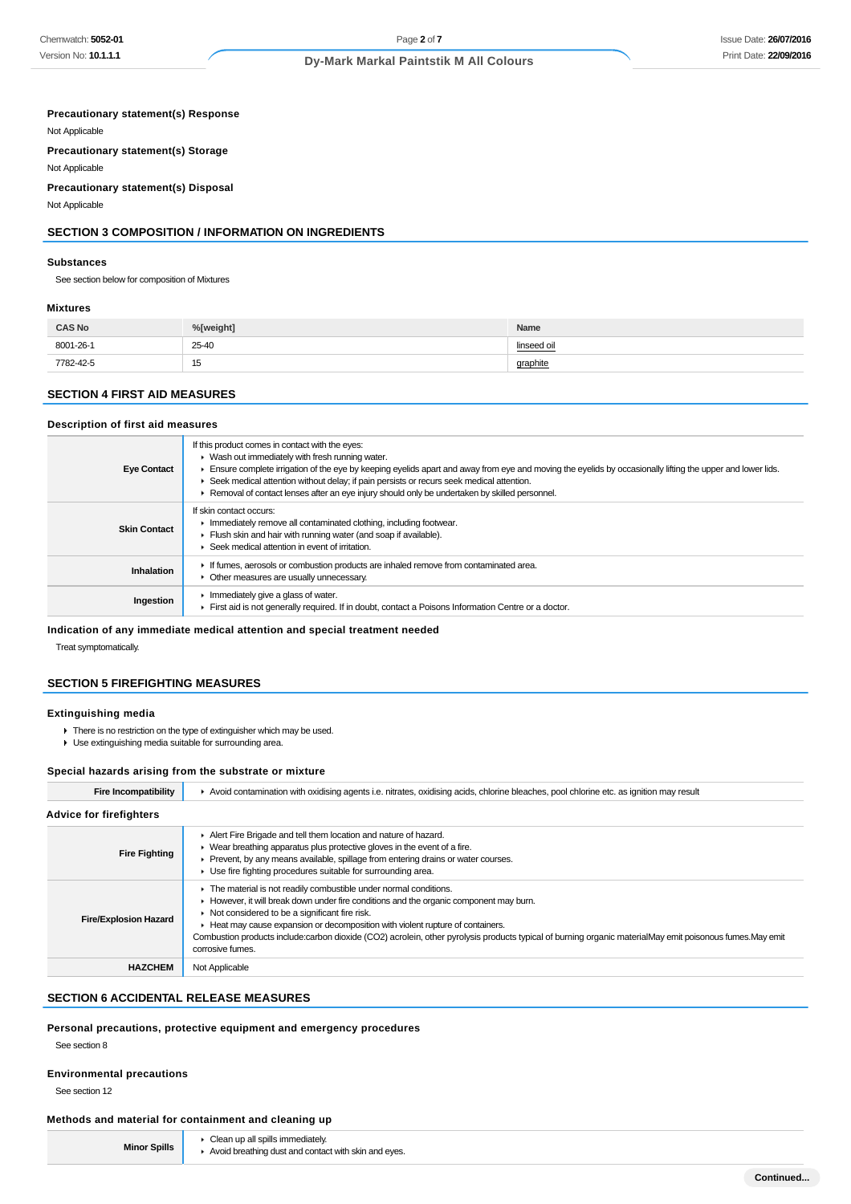### Precautionary statement(s) Response

Not Applicable

### Precautionary statement(s) Storage

Not Applicable

### Precautionary statement(s) Disposal

Not Applicable

## SECTION 3 COMPOSITION / INFORMATION ON INGREDIENTS

### Substances

See section below for composition of Mixtures

### Mixtures

| CAS No | %[weight] | Name |
|---|---|---|
| 8001-26-1 | 25-40 | linseed oil |
| 7782-42-5 | 15 | graphite |

## SECTION 4 FIRST AID MEASURES

### Description of first aid measures

| | |
|---|---|
| **Eye Contact** | If this product comes in contact with the eyes:<br>▸ Wash out immediately with fresh running water.<br>▸ Ensure complete irrigation of the eye by keeping eyelids apart and away from eye and moving the eyelids by occasionally lifting the upper and lower lids.<br>▸ Seek medical attention without delay; if pain persists or recurs seek medical attention.<br>▸ Removal of contact lenses after an eye injury should only be undertaken by skilled personnel. |
| **Skin Contact** | If skin contact occurs:<br>▸ Immediately remove all contaminated clothing, including footwear.<br>▸ Flush skin and hair with running water (and soap if available).<br>▸ Seek medical attention in event of irritation. |
| **Inhalation** | ▸ If fumes, aerosols or combustion products are inhaled remove from contaminated area.<br>▸ Other measures are usually unnecessary. |
| **Ingestion** | ▸ Immediately give a glass of water.<br>▸ First aid is not generally required. If in doubt, contact a Poisons Information Centre or a doctor. |

### Indication of any immediate medical attention and special treatment needed

Treat symptomatically.

## SECTION 5 FIREFIGHTING MEASURES

### Extinguishing media

- There is no restriction on the type of extinguisher which may be used.
- Use extinguishing media suitable for surrounding area.

### Special hazards arising from the substrate or mixture

| | |
|---|---|
| **Fire Incompatibility** | ▸ Avoid contamination with oxidising agents i.e. nitrates, oxidising acids, chlorine bleaches, pool chlorine etc. as ignition may result |

### Advice for firefighters

| | |
|---|---|
| **Fire Fighting** | ▸ Alert Fire Brigade and tell them location and nature of hazard.<br>▸ Wear breathing apparatus plus protective gloves in the event of a fire.<br>▸ Prevent, by any means available, spillage from entering drains or water courses.<br>▸ Use fire fighting procedures suitable for surrounding area. |
| **Fire/Explosion Hazard** | ▸ The material is not readily combustible under normal conditions.<br>▸ However, it will break down under fire conditions and the organic component may burn.<br>▸ Not considered to be a significant fire risk.<br>▸ Heat may cause expansion or decomposition with violent rupture of containers.<br>Combustion products include:carbon dioxide ($CO_2$) acrolein, other pyrolysis products typical of burning organic materialMay emit poisonous fumes.May emit corrosive fumes. |
| **HAZCHEM** | Not Applicable |

## SECTION 6 ACCIDENTAL RELEASE MEASURES

### Personal precautions, protective equipment and emergency procedures

See section 8

### Environmental precautions

See section 12

### Methods and material for containment and cleaning up

| | |
|---|---|
| **Minor Spills** | ▸ Clean up all spills immediately.<br>▸ Avoid breathing dust and contact with skin and eyes. |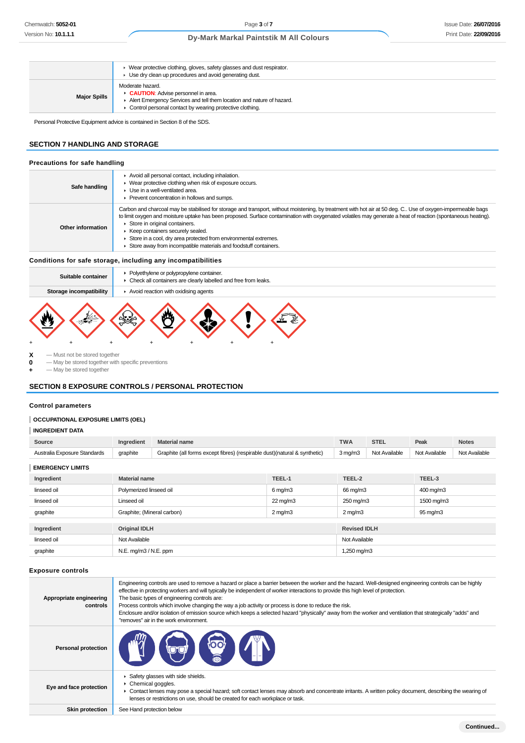|  |  |
|---|---|
|  | ▸ Wear protective clothing, gloves, safety glasses and dust respirator.<br>▸ Use dry clean up procedures and avoid generating dust. |
| **Major Spills** | Moderate hazard.<br>▸ **CAUTION**: Advise personnel in area.<br>▸ Alert Emergency Services and tell them location and nature of hazard.<br>▸ Control personal contact by wearing protective clothing. |

Personal Protective Equipment advice is contained in Section 8 of the SDS.

## SECTION 7 HANDLING AND STORAGE

### Precautions for safe handling

|  |  |
|---|---|
| **Safe handling** | ▸ Avoid all personal contact, including inhalation.<br>▸ Wear protective clothing when risk of exposure occurs.<br>▸ Use in a well-ventilated area.<br>▸ Prevent concentration in hollows and sumps. |
| **Other information** | Carbon and charcoal may be stabilised for storage and transport, without moistening, by treatment with hot air at 50 deg. C.. Use of oxygen-impermeable bags to limit oxygen and moisture uptake has been proposed. Surface contamination with oxygenated volatiles may generate a heat of reaction (spontaneous heating).<br>▸ Store in original containers.<br>▸ Keep containers securely sealed.<br>▸ Store in a cool, dry area protected from environmental extremes.<br>▸ Store away from incompatible materials and foodstuff containers. |

### Conditions for safe storage, including any incompatibilities

|  |  |
|---|---|
| **Suitable container** | ▸ Polyethylene or polypropylene container.<br>▸ Check all containers are clearly labelled and free from leaks. |
| **Storage incompatibility** | ▸ Avoid reaction with oxidising agents |

\+ + + + + + +

**X** — Must not be stored together
**0** — May be stored together with specific preventions
**+** — May be stored together

## SECTION 8 EXPOSURE CONTROLS / PERSONAL PROTECTION

### Control parameters

**OCCUPATIONAL EXPOSURE LIMITS (OEL)**

**INGREDIENT DATA**

| Source | Ingredient | Material name | TWA | STEL | Peak | Notes |
|---|---|---|---|---|---|---|
| Australia Exposure Standards | graphite | Graphite (all forms except fibres) (respirable dust)(natural & synthetic) | 3 mg/m3 | Not Available | Not Available | Not Available |

**EMERGENCY LIMITS**

| Ingredient | Material name | TEEL-1 | TEEL-2 | TEEL-3 |
|---|---|---|---|---|
| linseed oil | Polymerized linseed oil | 6 mg/m3 | 66 mg/m3 | 400 mg/m3 |
| linseed oil | Linseed oil | 22 mg/m3 | 250 mg/m3 | 1500 mg/m3 |
| graphite | Graphite; (Mineral carbon) | 2 mg/m3 | 2 mg/m3 | 95 mg/m3 |

| Ingredient | Original IDLH | Revised IDLH |
|---|---|---|
| linseed oil | Not Available | Not Available |
| graphite | N.E. mg/m3 / N.E. ppm | 1,250 mg/m3 |

### Exposure controls

|  |  |
|---|---|
| **Appropriate engineering controls** | Engineering controls are used to remove a hazard or place a barrier between the worker and the hazard. Well-designed engineering controls can be highly effective in protecting workers and will typically be independent of worker interactions to provide this high level of protection.<br>The basic types of engineering controls are:<br>Process controls which involve changing the way a job activity or process is done to reduce the risk.<br>Enclosure and/or isolation of emission source which keeps a selected hazard "physically" away from the worker and ventilation that strategically "adds" and "removes" air in the work environment. |
| **Personal protection** |  |
| **Eye and face protection** | ▸ Safety glasses with side shields.<br>▸ Chemical goggles.<br>▸ Contact lenses may pose a special hazard; soft contact lenses may absorb and concentrate irritants. A written policy document, describing the wearing of lenses or restrictions on use, should be created for each workplace or task. |
| **Skin protection** | See Hand protection below |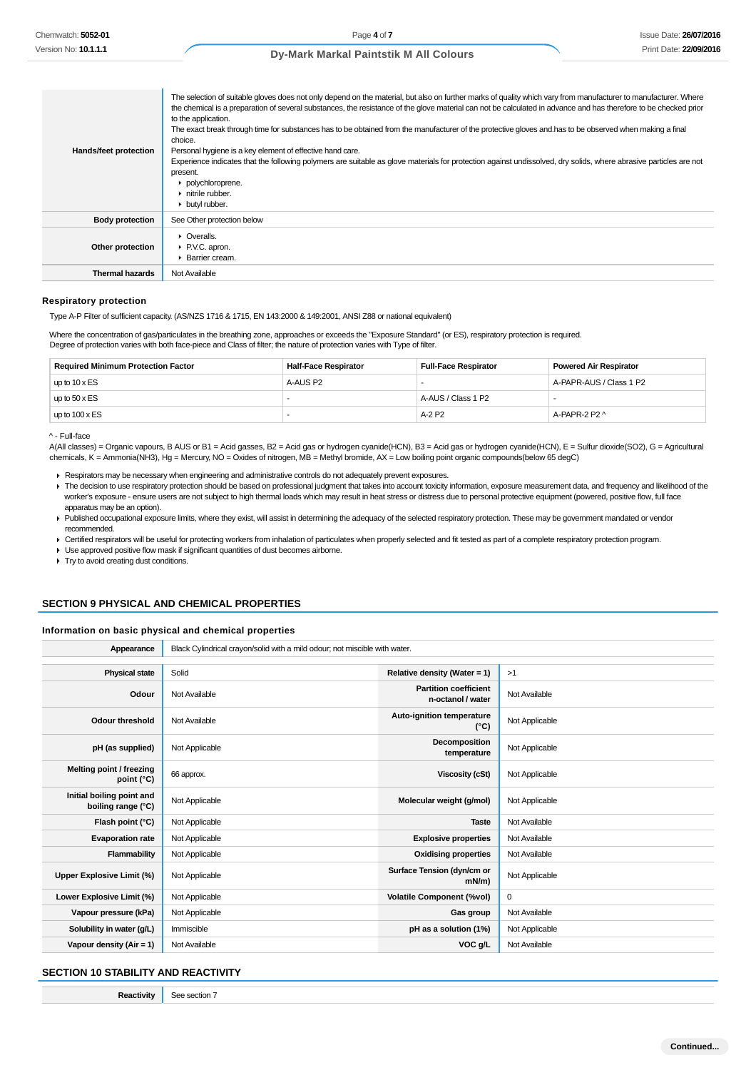| | |
|---|---|
| **Hands/feet protection** | The selection of suitable gloves does not only depend on the material, but also on further marks of quality which vary from manufacturer to manufacturer. Where the chemical is a preparation of several substances, the resistance of the glove material can not be calculated in advance and has therefore to be checked prior to the application.<br>The exact break through time for substances has to be obtained from the manufacturer of the protective gloves and.has to be observed when making a final choice.<br>Personal hygiene is a key element of effective hand care.<br>Experience indicates that the following polymers are suitable as glove materials for protection against undissolved, dry solids, where abrasive particles are not present.<br>▸ polychloroprene.<br>▸ nitrile rubber.<br>▸ butyl rubber. |
| **Body protection** | See Other protection below |
| **Other protection** | ▸ Overalls.<br>▸ P.V.C. apron.<br>▸ Barrier cream. |
| **Thermal hazards** | Not Available |

### Respiratory protection

Type A-P Filter of sufficient capacity. (AS/NZS 1716 & 1715, EN 143:2000 & 149:2001, ANSI Z88 or national equivalent)

Where the concentration of gas/particulates in the breathing zone, approaches or exceeds the "Exposure Standard" (or ES), respiratory protection is required.
Degree of protection varies with both face-piece and Class of filter; the nature of protection varies with Type of filter.

| Required Minimum Protection Factor | Half-Face Respirator | Full-Face Respirator | Powered Air Respirator |
|---|---|---|---|
| up to 10 x ES | A-AUS P2 | - | A-PAPR-AUS / Class 1 P2 |
| up to 50 x ES | - | A-AUS / Class 1 P2 | - |
| up to 100 x ES | - | A-2 P2 | A-PAPR-2 P2 ^ |

^ - Full-face
A(All classes) = Organic vapours, B AUS or B1 = Acid gasses, B2 = Acid gas or hydrogen cyanide(HCN), B3 = Acid gas or hydrogen cyanide(HCN), E = Sulfur dioxide($SO_2$), G = Agricultural chemicals, K = Ammonia($NH_3$), Hg = Mercury, NO = Oxides of nitrogen, MB = Methyl bromide, AX = Low boiling point organic compounds(below 65 degC)

- Respirators may be necessary when engineering and administrative controls do not adequately prevent exposures.
- The decision to use respiratory protection should be based on professional judgment that takes into account toxicity information, exposure measurement data, and frequency and likelihood of the worker's exposure - ensure users are not subject to high thermal loads which may result in heat stress or distress due to personal protective equipment (powered, positive flow, full face apparatus may be an option).
- Published occupational exposure limits, where they exist, will assist in determining the adequacy of the selected respiratory protection. These may be government mandated or vendor recommended.
- Certified respirators will be useful for protecting workers from inhalation of particulates when properly selected and fit tested as part of a complete respiratory protection program.
- Use approved positive flow mask if significant quantities of dust becomes airborne.
- Try to avoid creating dust conditions.

## SECTION 9 PHYSICAL AND CHEMICAL PROPERTIES

### Information on basic physical and chemical properties

| | | | |
|---|---|---|---|
| **Appearance** | Black Cylindrical crayon/solid with a mild odour; not miscible with water. | | |
| **Physical state** | Solid | **Relative density (Water = 1)** | >1 |
| **Odour** | Not Available | **Partition coefficient n-octanol / water** | Not Available |
| **Odour threshold** | Not Available | **Auto-ignition temperature (°C)** | Not Applicable |
| **pH (as supplied)** | Not Applicable | **Decomposition temperature** | Not Applicable |
| **Melting point / freezing point (°C)** | 66 approx. | **Viscosity (cSt)** | Not Applicable |
| **Initial boiling point and boiling range (°C)** | Not Applicable | **Molecular weight (g/mol)** | Not Applicable |
| **Flash point (°C)** | Not Applicable | **Taste** | Not Available |
| **Evaporation rate** | Not Applicable | **Explosive properties** | Not Available |
| **Flammability** | Not Applicable | **Oxidising properties** | Not Available |
| **Upper Explosive Limit (%)** | Not Applicable | **Surface Tension (dyn/cm or mN/m)** | Not Applicable |
| **Lower Explosive Limit (%)** | Not Applicable | **Volatile Component (%vol)** | 0 |
| **Vapour pressure (kPa)** | Not Applicable | **Gas group** | Not Available |
| **Solubility in water (g/L)** | Immiscible | **pH as a solution (1%)** | Not Applicable |
| **Vapour density (Air = 1)** | Not Available | **VOC g/L** | Not Available |

## SECTION 10 STABILITY AND REACTIVITY

| | |
|---|---|
| **Reactivity** | See section 7 |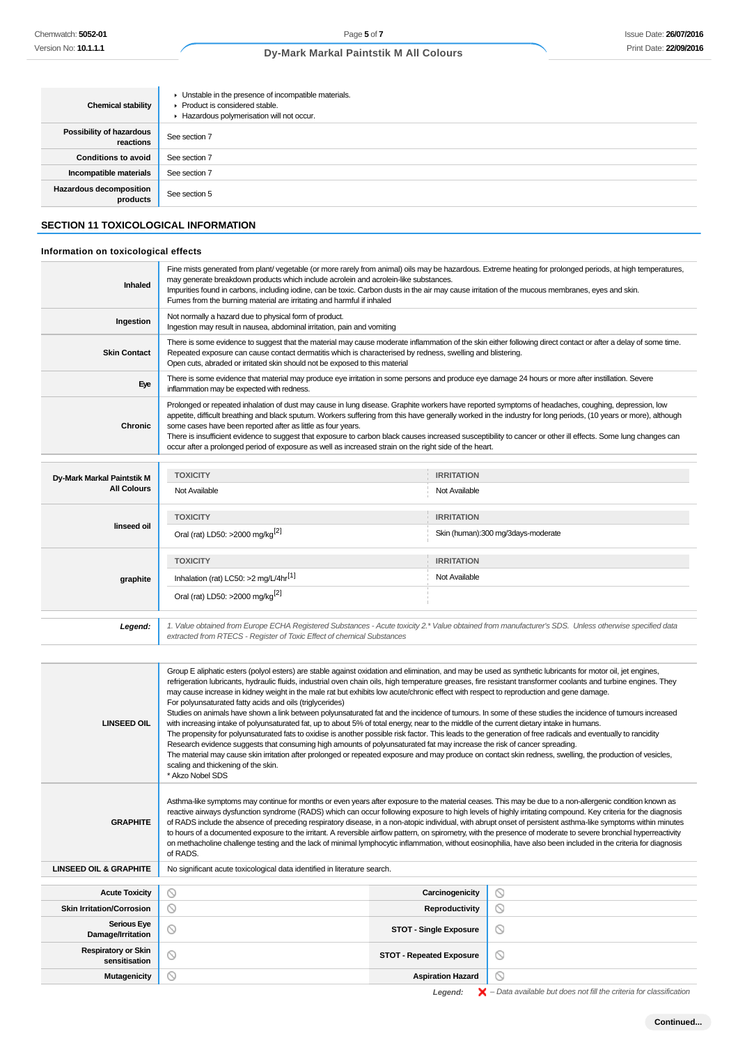| | |
|---|---|
| **Chemical stability** | ▸ Unstable in the presence of incompatible materials.<br>▸ Product is considered stable.<br>▸ Hazardous polymerisation will not occur. |
| **Possibility of hazardous reactions** | See section 7 |
| **Conditions to avoid** | See section 7 |
| **Incompatible materials** | See section 7 |
| **Hazardous decomposition products** | See section 5 |

## SECTION 11 TOXICOLOGICAL INFORMATION

### Information on toxicological effects

| | |
|---|---|
| **Inhaled** | Fine mists generated from plant/ vegetable (or more rarely from animal) oils may be hazardous. Extreme heating for prolonged periods, at high temperatures, may generate breakdown products which include acrolein and acrolein-like substances.<br>Impurities found in carbons, including iodine, can be toxic. Carbon dusts in the air may cause irritation of the mucous membranes, eyes and skin.<br>Fumes from the burning material are irritating and harmful if inhaled |
| **Ingestion** | Not normally a hazard due to physical form of product.<br>Ingestion may result in nausea, abdominal irritation, pain and vomiting |
| **Skin Contact** | There is some evidence to suggest that the material may cause moderate inflammation of the skin either following direct contact or after a delay of some time. Repeated exposure can cause contact dermatitis which is characterised by redness, swelling and blistering.<br>Open cuts, abraded or irritated skin should not be exposed to this material |
| **Eye** | There is some evidence that material may produce eye irritation in some persons and produce eye damage 24 hours or more after instillation. Severe inflammation may be expected with redness. |
| **Chronic** | Prolonged or repeated inhalation of dust may cause in lung disease. Graphite workers have reported symptoms of headaches, coughing, depression, low appetite, difficult breathing and black sputum. Workers suffering from this have generally worked in the industry for long periods, (10 years or more), although some cases have been reported after as little as four years.<br>There is insufficient evidence to suggest that exposure to carbon black causes increased susceptibility to cancer or other ill effects. Some lung changes can occur after a prolonged period of exposure as well as increased strain on the right side of the heart. |

| | TOXICITY | IRRITATION |
|---|---|---|
| **Dy-Mark Markal Paintstik M All Colours** | Not Available | Not Available |
| **linseed oil** | Oral (rat) LD50: >2000 mg/kg[2] | Skin (human):300 mg/3days-moderate |
| **graphite** | Inhalation (rat) LC50: >2 mg/L/4hr[1] | Not Available |
| | Oral (rat) LD50: >2000 mg/kg[2] | |
| ***Legend:*** | *1. Value obtained from Europe ECHA Registered Substances - Acute toxicity 2.* Value obtained from manufacturer's SDS. Unless otherwise specified data extracted from RTECS - Register of Toxic Effect of chemical Substances* | |

| | |
|---|---|
| **LINSEED OIL** | Group E aliphatic esters (polyol esters) are stable against oxidation and elimination, and may be used as synthetic lubricants for motor oil, jet engines, refrigeration lubricants, hydraulic fluids, industrial oven chain oils, high temperature greases, fire resistant transformer coolants and turbine engines. They may cause increase in kidney weight in the male rat but exhibits low acute/chronic effect with respect to reproduction and gene damage.<br>For polyunsaturated fatty acids and oils (triglycerides)<br>Studies on animals have shown a link between polyunsaturated fat and the incidence of tumours. In some of these studies the incidence of tumours increased with increasing intake of polyunsaturated fat, up to about 5% of total energy, near to the middle of the current dietary intake in humans.<br>The propensity for polyunsaturated fats to oxidise is another possible risk factor. This leads to the generation of free radicals and eventually to rancidity<br>Research evidence suggests that consuming high amounts of polyunsaturated fat may increase the risk of cancer spreading.<br>The material may cause skin irritation after prolonged or repeated exposure and may produce on contact skin redness, swelling, the production of vesicles, scaling and thickening of the skin.<br>* Akzo Nobel SDS |
| **GRAPHITE** | Asthma-like symptoms may continue for months or even years after exposure to the material ceases. This may be due to a non-allergenic condition known as reactive airways dysfunction syndrome (RADS) which can occur following exposure to high levels of highly irritating compound. Key criteria for the diagnosis of RADS include the absence of preceding respiratory disease, in a non-atopic individual, with abrupt onset of persistent asthma-like symptoms within minutes to hours of a documented exposure to the irritant. A reversible airflow pattern, on spirometry, with the presence of moderate to severe bronchial hyperreactivity on methacholine challenge testing and the lack of minimal lymphocytic inflammation, without eosinophilia, have also been included in the criteria for diagnosis of RADS. |
| **LINSEED OIL & GRAPHITE** | No significant acute toxicological data identified in literature search. |

| | | | |
|---|---|---|---|
| **Acute Toxicity** | ⃠ | **Carcinogenicity** | ⃠ |
| **Skin Irritation/Corrosion** | ⃠ | **Reproductivity** | ⃠ |
| **Serious Eye Damage/Irritation** | ⃠ | **STOT - Single Exposure** | ⃠ |
| **Respiratory or Skin sensitisation** | ⃠ | **STOT - Repeated Exposure** | ⃠ |
| **Mutagenicity** | ⃠ | **Aspiration Hazard** | ⃠ |

***Legend:*** ✘ *– Data available but does not fill the criteria for classification*

Continued...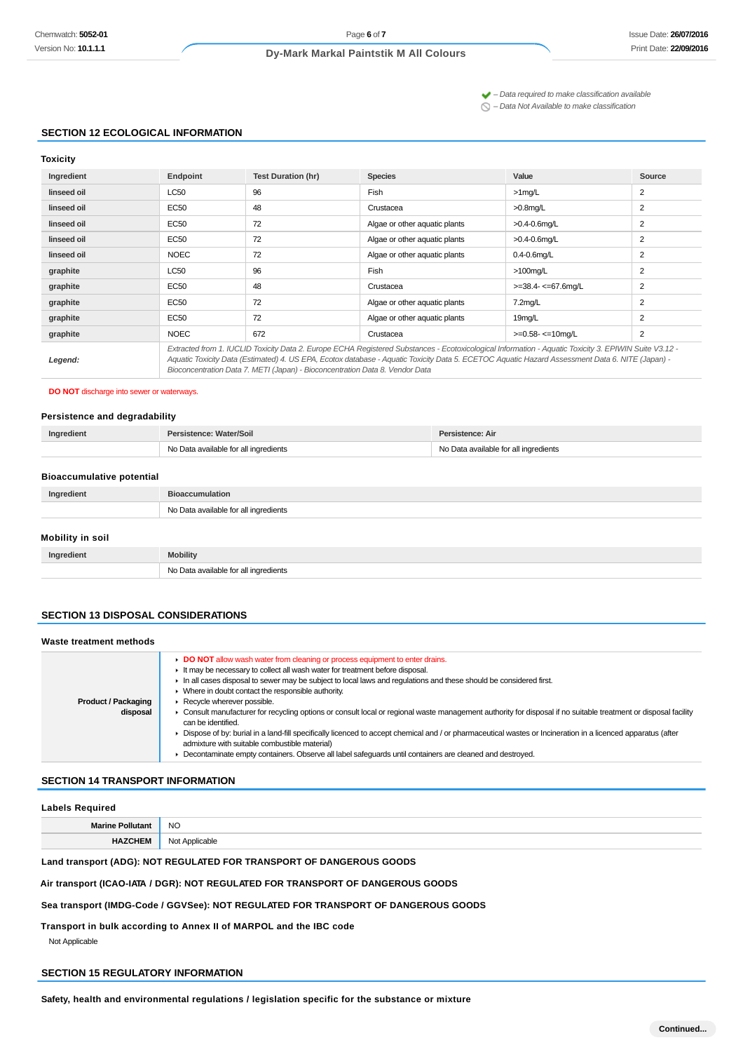✔ – Data required to make classification available
⊘ – Data Not Available to make classification

## SECTION 12 ECOLOGICAL INFORMATION

### Toxicity

| Ingredient | Endpoint | Test Duration (hr) | Species | Value | Source |
|---|---|---|---|---|---|
| linseed oil | LC50 | 96 | Fish | >1mg/L | 2 |
| linseed oil | EC50 | 48 | Crustacea | >0.8mg/L | 2 |
| linseed oil | EC50 | 72 | Algae or other aquatic plants | >0.4-0.6mg/L | 2 |
| linseed oil | EC50 | 72 | Algae or other aquatic plants | >0.4-0.6mg/L | 2 |
| linseed oil | NOEC | 72 | Algae or other aquatic plants | 0.4-0.6mg/L | 2 |
| graphite | LC50 | 96 | Fish | >100mg/L | 2 |
| graphite | EC50 | 48 | Crustacea | >=38.4- <=67.6mg/L | 2 |
| graphite | EC50 | 72 | Algae or other aquatic plants | 7.2mg/L | 2 |
| graphite | EC50 | 72 | Algae or other aquatic plants | 19mg/L | 2 |
| graphite | NOEC | 672 | Crustacea | >=0.58- <=10mg/L | 2 |
| ***Legend:*** | *Extracted from 1. IUCLID Toxicity Data 2. Europe ECHA Registered Substances - Ecotoxicological Information - Aquatic Toxicity 3. EPIWIN Suite V3.12 - Aquatic Toxicity Data (Estimated) 4. US EPA, Ecotox database - Aquatic Toxicity Data 5. ECETOC Aquatic Hazard Assessment Data 6. NITE (Japan) - Bioconcentration Data 7. METI (Japan) - Bioconcentration Data 8. Vendor Data* | | | | |

**DO NOT** discharge into sewer or waterways.

### Persistence and degradability

| Ingredient | Persistence: Water/Soil | Persistence: Air |
|---|---|---|
| | No Data available for all ingredients | No Data available for all ingredients |

### Bioaccumulative potential

| Ingredient | Bioaccumulation |
|---|---|
| | No Data available for all ingredients |

### Mobility in soil

| Ingredient | Mobility |
|---|---|
| | No Data available for all ingredients |

## SECTION 13 DISPOSAL CONSIDERATIONS

### Waste treatment methods

| | |
|---|---|
| **Product / Packaging disposal** | ▸ **DO NOT** allow wash water from cleaning or process equipment to enter drains.<br>▸ It may be necessary to collect all wash water for treatment before disposal.<br>▸ In all cases disposal to sewer may be subject to local laws and regulations and these should be considered first.<br>▸ Where in doubt contact the responsible authority.<br>▸ Recycle wherever possible.<br>▸ Consult manufacturer for recycling options or consult local or regional waste management authority for disposal if no suitable treatment or disposal facility can be identified.<br>▸ Dispose of by: burial in a land-fill specifically licenced to accept chemical and / or pharmaceutical wastes or Incineration in a licenced apparatus (after admixture with suitable combustible material)<br>▸ Decontaminate empty containers. Observe all label safeguards until containers are cleaned and destroyed. |

## SECTION 14 TRANSPORT INFORMATION

### Labels Required

| | |
|---|---|
| **Marine Pollutant** | NO |
| **HAZCHEM** | Not Applicable |

**Land transport (ADG): NOT REGULATED FOR TRANSPORT OF DANGEROUS GOODS**

**Air transport (ICAO-IATA / DGR): NOT REGULATED FOR TRANSPORT OF DANGEROUS GOODS**

**Sea transport (IMDG-Code / GGVSee): NOT REGULATED FOR TRANSPORT OF DANGEROUS GOODS**

**Transport in bulk according to Annex II of MARPOL and the IBC code**

Not Applicable

## SECTION 15 REGULATORY INFORMATION

**Safety, health and environmental regulations / legislation specific for the substance or mixture**

Continued...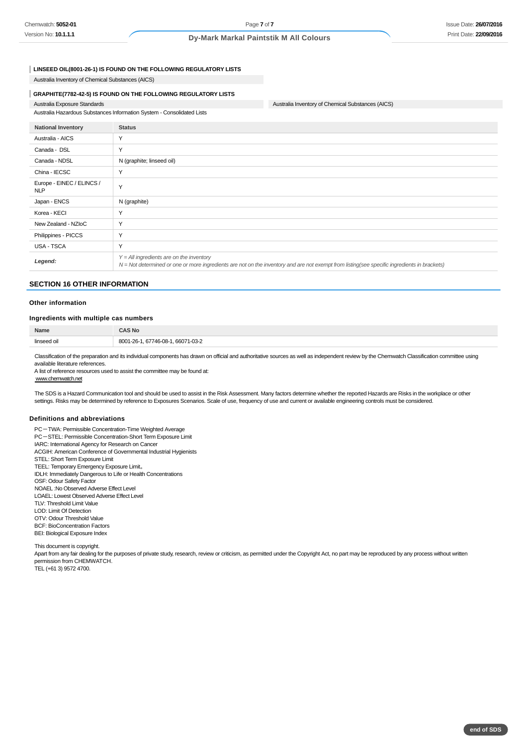**LINSEED OIL(8001-26-1) IS FOUND ON THE FOLLOWING REGULATORY LISTS**

Australia Inventory of Chemical Substances (AICS)

**GRAPHITE(7782-42-5) IS FOUND ON THE FOLLOWING REGULATORY LISTS**

Australia Exposure Standards

Australia Inventory of Chemical Substances (AICS)

Australia Hazardous Substances Information System - Consolidated Lists

| National Inventory | Status |
|---|---|
| Australia - AICS | Y |
| Canada - DSL | Y |
| Canada - NDSL | N (graphite; linseed oil) |
| China - IECSC | Y |
| Europe - EINEC / ELINCS / NLP | Y |
| Japan - ENCS | N (graphite) |
| Korea - KECI | Y |
| New Zealand - NZIoC | Y |
| Philippines - PICCS | Y |
| USA - TSCA | Y |
| ***Legend:*** | *Y = All ingredients are on the inventory*<br>*N = Not determined or one or more ingredients are not on the inventory and are not exempt from listing(see specific ingredients in brackets)* |

## SECTION 16 OTHER INFORMATION

### Other information

### Ingredients with multiple cas numbers

| Name | CAS No |
|---|---|
| linseed oil | 8001-26-1, 67746-08-1, 66071-03-2 |

Classification of the preparation and its individual components has drawn on official and authoritative sources as well as independent review by the Chemwatch Classification committee using available literature references.

A list of reference resources used to assist the committee may be found at:

www.chemwatch.net

The SDS is a Hazard Communication tool and should be used to assist in the Risk Assessment. Many factors determine whether the reported Hazards are Risks in the workplace or other settings. Risks may be determined by reference to Exposures Scenarios. Scale of use, frequency of use and current or available engineering controls must be considered.

### Definitions and abbreviations

PC－TWA: Permissible Concentration-Time Weighted Average
PC－STEL: Permissible Concentration-Short Term Exposure Limit
IARC: International Agency for Research on Cancer
ACGIH: American Conference of Governmental Industrial Hygienists
STEL: Short Term Exposure Limit
TEEL: Temporary Emergency Exposure Limit。
IDLH: Immediately Dangerous to Life or Health Concentrations
OSF: Odour Safety Factor
NOAEL :No Observed Adverse Effect Level
LOAEL: Lowest Observed Adverse Effect Level
TLV: Threshold Limit Value
LOD: Limit Of Detection
OTV: Odour Threshold Value
BCF: BioConcentration Factors
BEI: Biological Exposure Index

This document is copyright.
Apart from any fair dealing for the purposes of private study, research, review or criticism, as permitted under the Copyright Act, no part may be reproduced by any process without written permission from CHEMWATCH.
TEL (+61 3) 9572 4700.

end of SDS